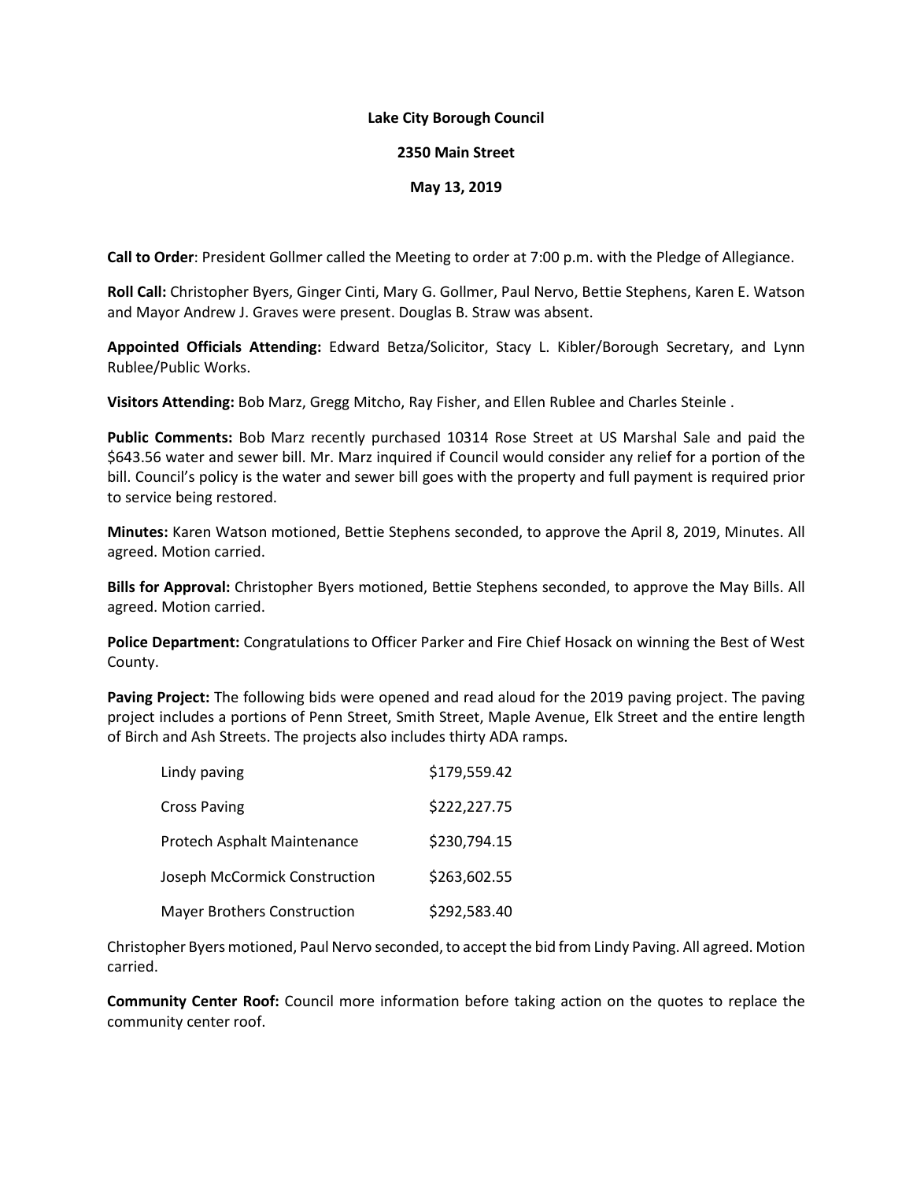**Lake City Borough Council**

**2350 Main Street**

**May 13, 2019**

**Call to Order**: President Gollmer called the Meeting to order at 7:00 p.m. with the Pledge of Allegiance.

**Roll Call:** Christopher Byers, Ginger Cinti, Mary G. Gollmer, Paul Nervo, Bettie Stephens, Karen E. Watson and Mayor Andrew J. Graves were present. Douglas B. Straw was absent.

**Appointed Officials Attending:** Edward Betza/Solicitor, Stacy L. Kibler/Borough Secretary, and Lynn Rublee/Public Works.

**Visitors Attending:** Bob Marz, Gregg Mitcho, Ray Fisher, and Ellen Rublee and Charles Steinle .

**Public Comments:** Bob Marz recently purchased 10314 Rose Street at US Marshal Sale and paid the $643.56 water and sewer bill. Mr. Marz inquired if Council would consider any relief for a portion of the bill. Council's policy is the water and sewer bill goes with the property and full payment is required prior to service being restored.

**Minutes:** Karen Watson motioned, Bettie Stephens seconded, to approve the April 8, 2019, Minutes. All agreed. Motion carried.

**Bills for Approval:** Christopher Byers motioned, Bettie Stephens seconded, to approve the May Bills. All agreed. Motion carried.

**Police Department:** Congratulations to Officer Parker and Fire Chief Hosack on winning the Best of West County.

**Paving Project:** The following bids were opened and read aloud for the 2019 paving project. The paving project includes a portions of Penn Street, Smith Street, Maple Avenue, Elk Street and the entire length of Birch and Ash Streets. The projects also includes thirty ADA ramps.

| | |
|---|---|
| Lindy paving | $179,559.42 |
| Cross Paving | $222,227.75 |
| Protech Asphalt Maintenance | $230,794.15 |
| Joseph McCormick Construction | $263,602.55 |
| Mayer Brothers Construction | $292,583.40 |

Christopher Byers motioned, Paul Nervo seconded, to accept the bid from Lindy Paving. All agreed. Motion carried.

**Community Center Roof:** Council more information before taking action on the quotes to replace the community center roof.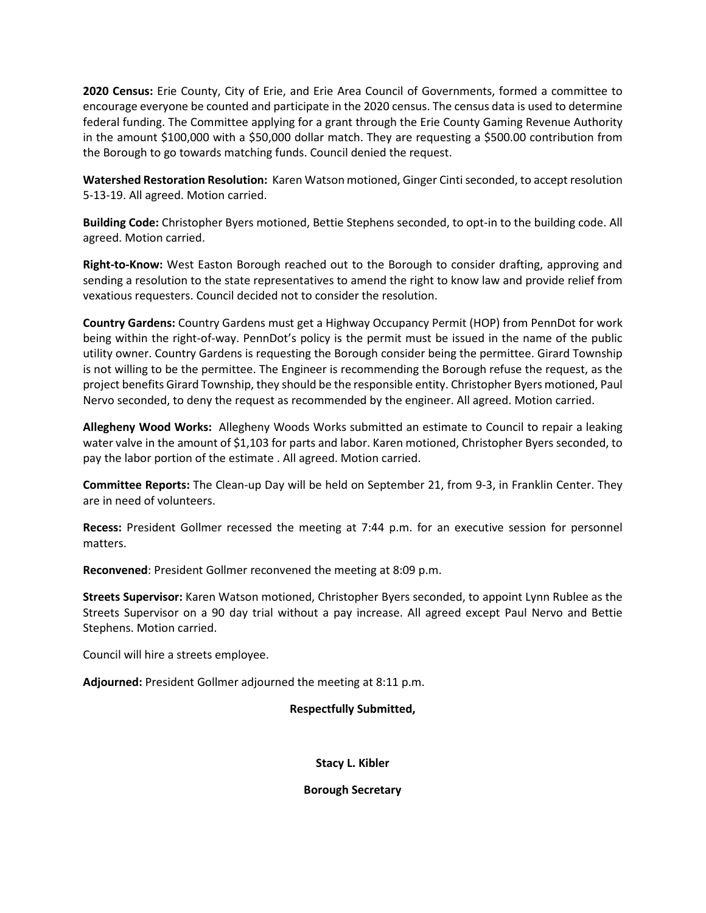**2020 Census:** Erie County, City of Erie, and Erie Area Council of Governments, formed a committee to encourage everyone be counted and participate in the 2020 census. The census data is used to determine federal funding. The Committee applying for a grant through the Erie County Gaming Revenue Authority in the amount $100,000 with a $50,000 dollar match. They are requesting a $500.00 contribution from the Borough to go towards matching funds. Council denied the request.

**Watershed Restoration Resolution:** Karen Watson motioned, Ginger Cinti seconded, to accept resolution 5-13-19. All agreed. Motion carried.

**Building Code:** Christopher Byers motioned, Bettie Stephens seconded, to opt-in to the building code. All agreed. Motion carried.

**Right-to-Know:** West Easton Borough reached out to the Borough to consider drafting, approving and sending a resolution to the state representatives to amend the right to know law and provide relief from vexatious requesters. Council decided not to consider the resolution.

**Country Gardens:** Country Gardens must get a Highway Occupancy Permit (HOP) from PennDot for work being within the right-of-way. PennDot's policy is the permit must be issued in the name of the public utility owner. Country Gardens is requesting the Borough consider being the permittee. Girard Township is not willing to be the permittee. The Engineer is recommending the Borough refuse the request, as the project benefits Girard Township, they should be the responsible entity. Christopher Byers motioned, Paul Nervo seconded, to deny the request as recommended by the engineer. All agreed. Motion carried.

**Allegheny Wood Works:** Allegheny Woods Works submitted an estimate to Council to repair a leaking water valve in the amount of $1,103 for parts and labor. Karen motioned, Christopher Byers seconded, to pay the labor portion of the estimate . All agreed. Motion carried.

**Committee Reports:** The Clean-up Day will be held on September 21, from 9-3, in Franklin Center. They are in need of volunteers.

**Recess:** President Gollmer recessed the meeting at 7:44 p.m. for an executive session for personnel matters.

**Reconvened**: President Gollmer reconvened the meeting at 8:09 p.m.

**Streets Supervisor:** Karen Watson motioned, Christopher Byers seconded, to appoint Lynn Rublee as the Streets Supervisor on a 90 day trial without a pay increase. All agreed except Paul Nervo and Bettie Stephens. Motion carried.

Council will hire a streets employee.

**Adjourned:** President Gollmer adjourned the meeting at 8:11 p.m.

**Respectfully Submitted,**

**Stacy L. Kibler**

**Borough Secretary**